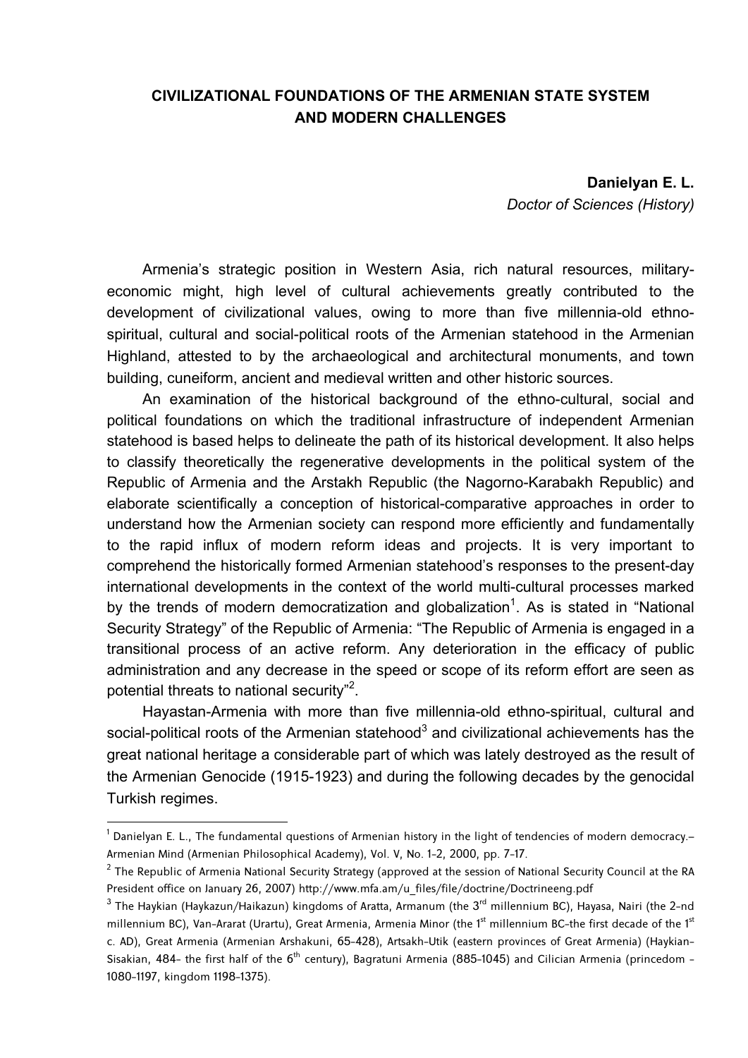# CIVILIZATIONAL FOUNDATIONS OF THE ARMENIAN STATE SYSTEM AND MODERN CHALLENGES

**Danielyan E. L.**
*Doctor of Sciences (History)*

Armenia's strategic position in Western Asia, rich natural resources, military-economic might, high level of cultural achievements greatly contributed to the development of civilizational values, owing to more than five millennia-old ethno-spiritual, cultural and social-political roots of the Armenian statehood in the Armenian Highland, attested to by the archaeological and architectural monuments, and town building, cuneiform, ancient and medieval written and other historic sources.

An examination of the historical background of the ethno-cultural, social and political foundations on which the traditional infrastructure of independent Armenian statehood is based helps to delineate the path of its historical development. It also helps to classify theoretically the regenerative developments in the political system of the Republic of Armenia and the Arstakh Republic (the Nagorno-Karabakh Republic) and elaborate scientifically a conception of historical-comparative approaches in order to understand how the Armenian society can respond more efficiently and fundamentally to the rapid influx of modern reform ideas and projects. It is very important to comprehend the historically formed Armenian statehood's responses to the present-day international developments in the context of the world multi-cultural processes marked by the trends of modern democratization and globalization[1]. As is stated in "National Security Strategy" of the Republic of Armenia: "The Republic of Armenia is engaged in a transitional process of an active reform. Any deterioration in the efficacy of public administration and any decrease in the speed or scope of its reform effort are seen as potential threats to national security"[2].

Hayastan-Armenia with more than five millennia-old ethno-spiritual, cultural and social-political roots of the Armenian statehood[3] and civilizational achievements has the great national heritage a considerable part of which was lately destroyed as the result of the Armenian Genocide (1915-1923) and during the following decades by the genocidal Turkish regimes.

---

[1] Danielyan E. L., The fundamental questions of Armenian history in the light of tendencies of modern democracy.– Armenian Mind (Armenian Philosophical Academy), Vol. V, No. 1-2, 2000, pp. 7-17.

[2] The Republic of Armenia National Security Strategy (approved at the session of National Security Council at the RA President office on January 26, 2007) http://www.mfa.am/u_files/file/doctrine/Doctrineeng.pdf

[3] The Haykian (Haykazun/Haikazun) kingdoms of Aratta, Armanum (the 3rd millennium BC), Hayasa, Nairi (the 2-nd millennium BC), Van-Ararat (Urartu), Great Armenia, Armenia Minor (the 1st millennium BC-the first decade of the 1st c. AD), Great Armenia (Armenian Arshakuni, 65-428), Artsakh-Utik (eastern provinces of Great Armenia) (Haykian-Sisakian, 484- the first half of the 6th century), Bagratuni Armenia (885-1045) and Cilician Armenia (princedom - 1080-1197, kingdom 1198-1375).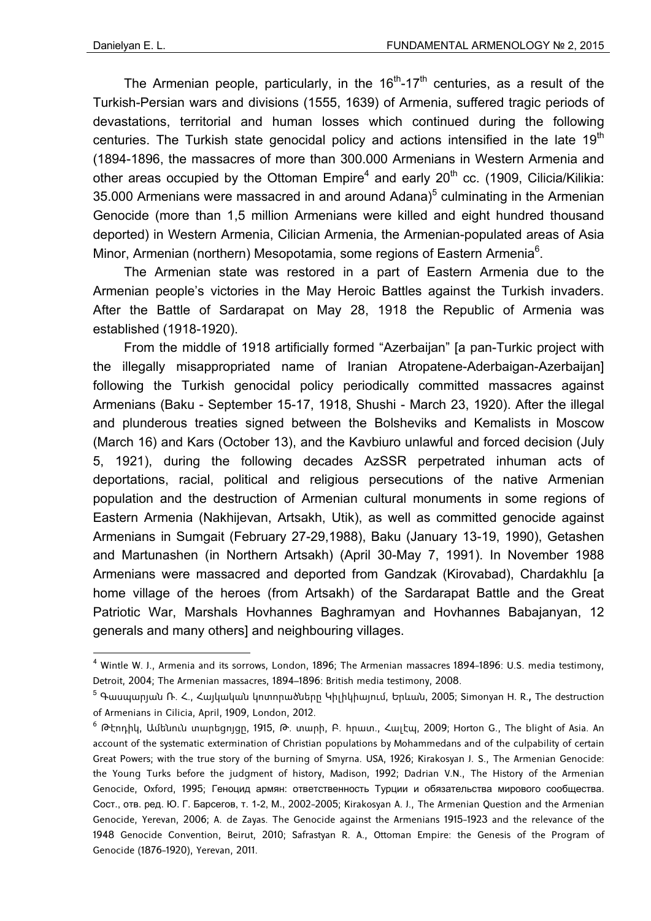The Armenian people, particularly, in the 16th-17th centuries, as a result of the Turkish-Persian wars and divisions (1555, 1639) of Armenia, suffered tragic periods of devastations, territorial and human losses which continued during the following centuries. The Turkish state genocidal policy and actions intensified in the late 19th (1894-1896, the massacres of more than 300.000 Armenians in Western Armenia and other areas occupied by the Ottoman Empire[4] and early 20th cc. (1909, Cilicia/Kilikia: 35.000 Armenians were massacred in and around Adana)[5] culminating in the Armenian Genocide (more than 1,5 million Armenians were killed and eight hundred thousand deported) in Western Armenia, Cilician Armenia, the Armenian-populated areas of Asia Minor, Armenian (northern) Mesopotamia, some regions of Eastern Armenia[6].

The Armenian state was restored in a part of Eastern Armenia due to the Armenian people's victories in the May Heroic Battles against the Turkish invaders. After the Battle of Sardarapat on May 28, 1918 the Republic of Armenia was established (1918-1920).

From the middle of 1918 artificially formed "Azerbaijan" [a pan-Turkic project with the illegally misappropriated name of Iranian Atropatene-Aderbaigan-Azerbaijan] following the Turkish genocidal policy periodically committed massacres against Armenians (Baku - September 15-17, 1918, Shushi - March 23, 1920). After the illegal and plunderous treaties signed between the Bolsheviks and Kemalists in Moscow (March 16) and Kars (October 13), and the Kavbiuro unlawful and forced decision (July 5, 1921), during the following decades AzSSR perpetrated inhuman acts of deportations, racial, political and religious persecutions of the native Armenian population and the destruction of Armenian cultural monuments in some regions of Eastern Armenia (Nakhijevan, Artsakh, Utik), as well as committed genocide against Armenians in Sumgait (February 27-29,1988), Baku (January 13-19, 1990), Getashen and Martunashen (in Northern Artsakh) (April 30-May 7, 1991). In November 1988 Armenians were massacred and deported from Gandzak (Kirovabad), Chardakhlu [a home village of the heroes (from Artsakh) of the Sardarapat Battle and the Great Patriotic War, Marshals Hovhannes Baghramyan and Hovhannes Babajanyan, 12 generals and many others] and neighbouring villages.

---

[4] Wintle W. J., Armenia and its sorrows, London, 1896; The Armenian massacres 1894-1896: U.S. media testimony, Detroit, 2004; The Armenian massacres, 1894–1896: British media testimony, 2008.

[5] Գասպարյան Ռ. Հ., Հայկական կոտորածները Կիլիկիայում, Երևան, 2005; Simonyan H. R., The destruction of Armenians in Cilicia, April, 1909, London, 2012.

[6] Թէոդիկ, Ամենուն տարեցոյցը, 1915, Թ. տարի, Բ. հրատ., Հալէպ, 2009; Horton G., The blight of Asia. An account of the systematic extermination of Christian populations by Mohammedans and of the culpability of certain Great Powers; with the true story of the burning of Smyrna. USA, 1926; Kirakosyan J. S., The Armenian Genocide: the Young Turks before the judgment of history, Madison, 1992; Dadrian V.N., The History of the Armenian Genocide, Oxford, 1995; Геноцид армян: ответственность Турции и обязательства мирового сообщества. Сост., отв. ред. Ю. Г. Барсегов, т. 1-2, М., 2002-2005; Kirakosyan A. J., The Armenian Question and the Armenian Genocide, Yerevan, 2006; A. de Zayas. The Genocide against the Armenians 1915-1923 and the relevance of the 1948 Genocide Convention, Beirut, 2010; Safrastyan R. A., Ottoman Empire: the Genesis of the Program of Genocide (1876-1920), Yerevan, 2011.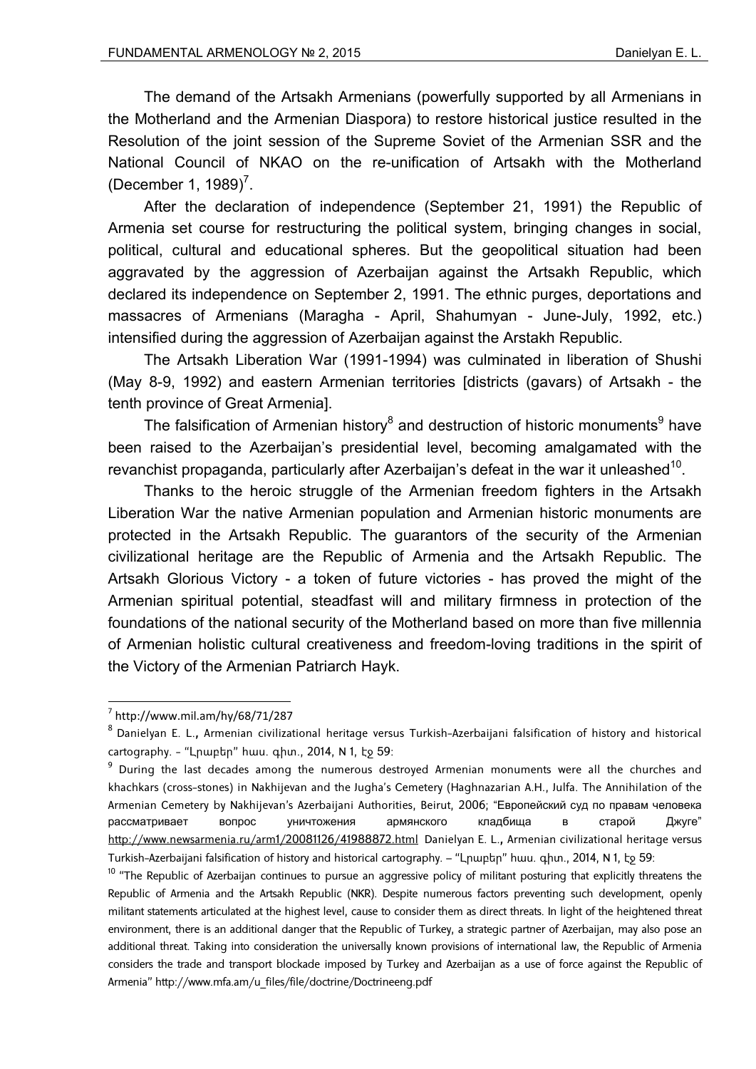The demand of the Artsakh Armenians (powerfully supported by all Armenians in the Motherland and the Armenian Diaspora) to restore historical justice resulted in the Resolution of the joint session of the Supreme Soviet of the Armenian SSR and the National Council of NKAO on the re-unification of Artsakh with the Motherland (December 1, 1989)[7].

After the declaration of independence (September 21, 1991) the Republic of Armenia set course for restructuring the political system, bringing changes in social, political, cultural and educational spheres. But the geopolitical situation had been aggravated by the aggression of Azerbaijan against the Artsakh Republic, which declared its independence on September 2, 1991. The ethnic purges, deportations and massacres of Armenians (Maragha - April, Shahumyan - June-July, 1992, etc.) intensified during the aggression of Azerbaijan against the Arstakh Republic.

The Artsakh Liberation War (1991-1994) was culminated in liberation of Shushi (May 8-9, 1992) and eastern Armenian territories [districts (gavars) of Artsakh - the tenth province of Great Armenia].

The falsification of Armenian history[8] and destruction of historic monuments[9] have been raised to the Azerbaijan's presidential level, becoming amalgamated with the revanchist propaganda, particularly after Azerbaijan's defeat in the war it unleashed[10].

Thanks to the heroic struggle of the Armenian freedom fighters in the Artsakh Liberation War the native Armenian population and Armenian historic monuments are protected in the Artsakh Republic. The guarantors of the security of the Armenian civilizational heritage are the Republic of Armenia and the Artsakh Republic. The Artsakh Glorious Victory - a token of future victories - has proved the might of the Armenian spiritual potential, steadfast will and military firmness in protection of the foundations of the national security of the Motherland based on more than five millennia of Armenian holistic cultural creativeness and freedom-loving traditions in the spirit of the Victory of the Armenian Patriarch Hayk.

---

[7] http://www.mil.am/hy/68/71/287

[8] Danielyan E. L., Armenian civilizational heritage versus Turkish-Azerbaijani falsification of history and historical cartography. - "Լրաբեր" հաս. գիտ., 2014, N 1, էջ 59:

[9] During the last decades among the numerous destroyed Armenian monuments were all the churches and khachkars (cross-stones) in Nakhijevan and the Jugha's Cemetery (Haghnazarian A.H., Julfa. The Annihilation of the Armenian Cemetery by Nakhijevan's Azerbaijani Authorities, Beirut, 2006; "Европейский суд по правам человека рассматривает вопрос уничтожения армянского кладбища в старой Джуге" http://www.newsarmenia.ru/arm1/20081126/41988872.html Danielyan E. L., Armenian civilizational heritage versus Turkish-Azerbaijani falsification of history and historical cartography. – "Լրաբեր" հաս. գիտ., 2014, N 1, էջ 59:

[10] "The Republic of Azerbaijan continues to pursue an aggressive policy of militant posturing that explicitly threatens the Republic of Armenia and the Artsakh Republic (NKR). Despite numerous factors preventing such development, openly militant statements articulated at the highest level, cause to consider them as direct threats. In light of the heightened threat environment, there is an additional danger that the Republic of Turkey, a strategic partner of Azerbaijan, may also pose an additional threat. Taking into consideration the universally known provisions of international law, the Republic of Armenia considers the trade and transport blockade imposed by Turkey and Azerbaijan as a use of force against the Republic of Armenia" http://www.mfa.am/u_files/file/doctrine/Doctrineeng.pdf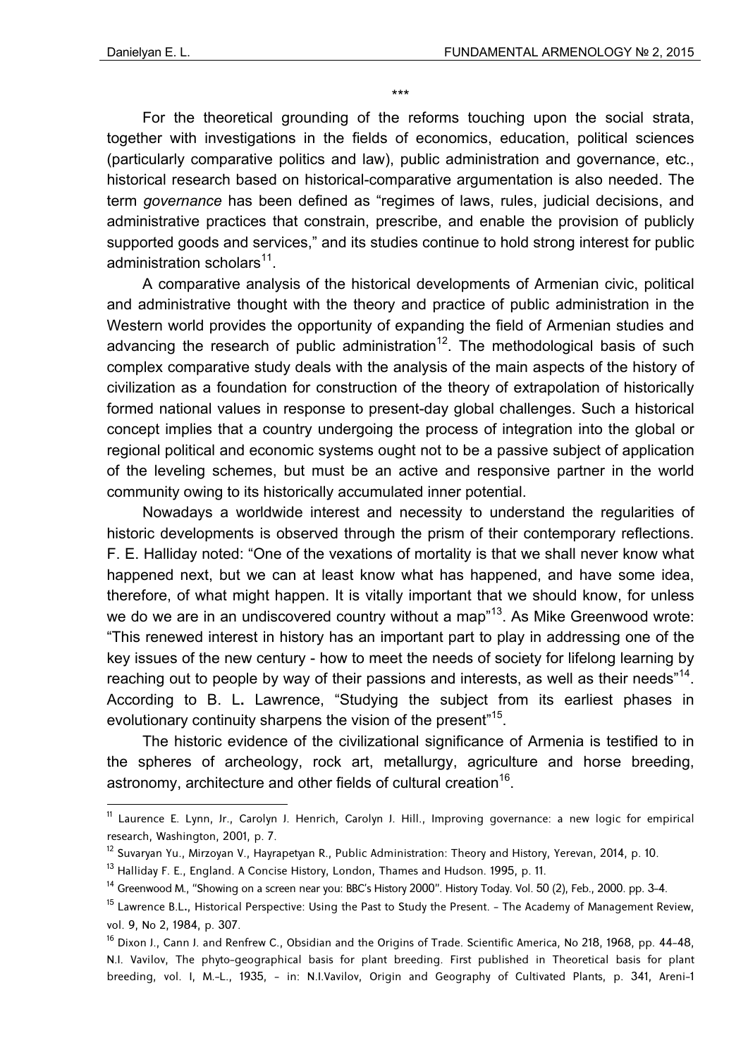***

For the theoretical grounding of the reforms touching upon the social strata, together with investigations in the fields of economics, education, political sciences (particularly comparative politics and law), public administration and governance, etc., historical research based on historical-comparative argumentation is also needed. The term *governance* has been defined as "regimes of laws, rules, judicial decisions, and administrative practices that constrain, prescribe, and enable the provision of publicly supported goods and services," and its studies continue to hold strong interest for public administration scholars[11].

A comparative analysis of the historical developments of Armenian civic, political and administrative thought with the theory and practice of public administration in the Western world provides the opportunity of expanding the field of Armenian studies and advancing the research of public administration[12]. The methodological basis of such complex comparative study deals with the analysis of the main aspects of the history of civilization as a foundation for construction of the theory of extrapolation of historically formed national values in response to present-day global challenges. Such a historical concept implies that a country undergoing the process of integration into the global or regional political and economic systems ought not to be a passive subject of application of the leveling schemes, but must be an active and responsive partner in the world community owing to its historically accumulated inner potential.

Nowadays a worldwide interest and necessity to understand the regularities of historic developments is observed through the prism of their contemporary reflections. F. E. Halliday noted: "One of the vexations of mortality is that we shall never know what happened next, but we can at least know what has happened, and have some idea, therefore, of what might happen. It is vitally important that we should know, for unless we do we are in an undiscovered country without a map"[13]. As Mike Greenwood wrote: "This renewed interest in history has an important part to play in addressing one of the key issues of the new century - how to meet the needs of society for lifelong learning by reaching out to people by way of their passions and interests, as well as their needs"[14]. According to B. L. Lawrence, "Studying the subject from its earliest phases in evolutionary continuity sharpens the vision of the present"[15].

The historic evidence of the civilizational significance of Armenia is testified to in the spheres of archeology, rock art, metallurgy, agriculture and horse breeding, astronomy, architecture and other fields of cultural creation[16].

---

[11] Laurence E. Lynn, Jr., Carolyn J. Henrich, Carolyn J. Hill., Improving governance: a new logic for empirical research, Washington, 2001, p. 7.

[12] Suvaryan Yu., Mirzoyan V., Hayrapetyan R., Public Administration: Theory and History, Yerevan, 2014, p. 10.

[13] Halliday F. E., England. A Concise History, London, Thames and Hudson. 1995, p. 11.

[14] Greenwood M., "Showing on a screen near you: BBC's History 2000". History Today. Vol. 50 (2), Feb., 2000. pp. 3-4.

[15] Lawrence B.L., Historical Perspective: Using the Past to Study the Present. - The Academy of Management Review, vol. 9, No 2, 1984, p. 307.

[16] Dixon J., Cann J. and Renfrew C., Obsidian and the Origins of Trade. Scientific America, No 218, 1968, pp. 44-48, N.I. Vavilov, The phyto-geographical basis for plant breeding. First published in Theoretical basis for plant breeding, vol. I, M.-L., 1935, - in: N.I.Vavilov, Origin and Geography of Cultivated Plants, p. 341, Areni-1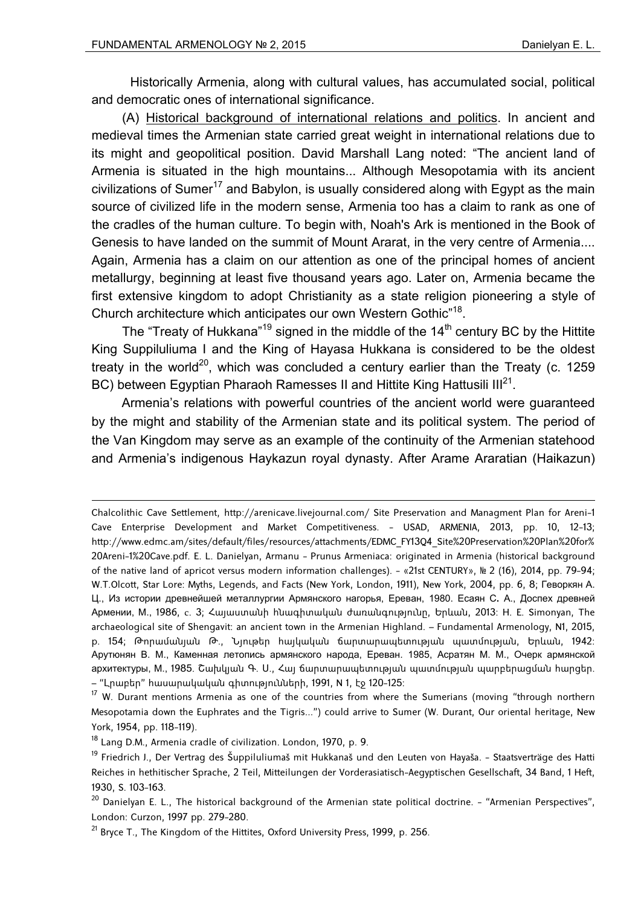Historically Armenia, along with cultural values, has accumulated social, political and democratic ones of international significance.

(A) Historical background of international relations and politics. In ancient and medieval times the Armenian state carried great weight in international relations due to its might and geopolitical position. David Marshall Lang noted: "The ancient land of Armenia is situated in the high mountains... Although Mesopotamia with its ancient civilizations of Sumer[17] and Babylon, is usually considered along with Egypt as the main source of civilized life in the modern sense, Armenia too has a claim to rank as one of the cradles of the human culture. To begin with, Noah's Ark is mentioned in the Book of Genesis to have landed on the summit of Mount Ararat, in the very centre of Armenia.... Again, Armenia has a claim on our attention as one of the principal homes of ancient metallurgy, beginning at least five thousand years ago. Later on, Armenia became the first extensive kingdom to adopt Christianity as a state religion pioneering a style of Church architecture which anticipates our own Western Gothic"[18].

The "Treaty of Hukkana"[19] signed in the middle of the 14th century BC by the Hittite King Suppiluliuma I and the King of Hayasa Hukkana is considered to be the oldest treaty in the world[20], which was concluded a century earlier than the Treaty (c. 1259 BC) between Egyptian Pharaoh Ramesses II and Hittite King Hattusili III[21].

Armenia's relations with powerful countries of the ancient world were guaranteed by the might and stability of the Armenian state and its political system. The period of the Van Kingdom may serve as an example of the continuity of the Armenian statehood and Armenia's indigenous Haykazun royal dynasty. After Arame Araratian (Haikazun)

---

Chalcolithic Cave Settlement, http://arenicave.livejournal.com/ Site Preservation and Managment Plan for Areni-1 Cave Enterprise Development and Market Competitiveness. - USAD, ARMENIA, 2013, pp. 10, 12-13; http://www.edmc.am/sites/default/files/resources/attachments/EDMC_FY13Q4_Site%20Preservation%20Plan%20for%20Areni-1%20Cave.pdf. E. L. Danielyan, Armanu - Prunus Armeniaca: originated in Armenia (historical background of the native land of apricot versus modern information challenges). - «21st CENTURY», № 2 (16), 2014, pp. 79-94; W.T.Olcott, Star Lore: Myths, Legends, and Facts (New York, London, 1911), New York, 2004, pp. 6, 8; Геворкян А. Ц., Из истории древнейшей металлургии Армянского нагорья, Ереван, 1980. Есаян С. А., Доспех древней Армении, М., 1986, с. 3; Հայաստանի հնագիտական ժառանգությունը, Երևան, 2013: H. E. Simonyan, The archaeological site of Shengavit: an ancient town in the Armenian Highland. – Fundamental Armenology, N1, 2015, p. 154; Թորամանյան Թ., Նյութեր հայկական ճարտարապետության պատմության, Երևան, 1942: Арутюнян В. М., Каменная летопись армянского народа, Ереван. 1985, Асратян М. М., Очерк армянской архитектуры, М., 1985. Շախկյան Գ. Ս., Հայ ճարտարապետության պատմության պարբերացման հարցեր. – "Լրաբեր" հասարակական գիտությունների, 1991, N 1, էջ 120-125:

[17] W. Durant mentions Armenia as one of the countries from where the Sumerians (moving "through northern Mesopotamia down the Euphrates and the Tigris...") could arrive to Sumer (W. Durant, Our oriental heritage, New York, 1954, pp. 118-119).

[18] Lang D.M., Armenia cradle of civilization. London, 1970, p. 9.

[19] Friedrich J., Der Vertrag des Šuppiluliumaš mit Hukkanaš und den Leuten von Hayaša. - Staatsverträge des Hatti Reiches in hethitischer Sprache, 2 Teil, Mitteilungen der Vorderasiatisch-Aegyptischen Gesellschaft, 34 Band, 1 Heft, 1930, S. 103-163.

[20] Danielyan E. L., The historical background of the Armenian state political doctrine. - "Armenian Perspectives", London: Curzon, 1997 pp. 279-280.

[21] Bryce T., The Kingdom of the Hittites, Oxford University Press, 1999, p. 256.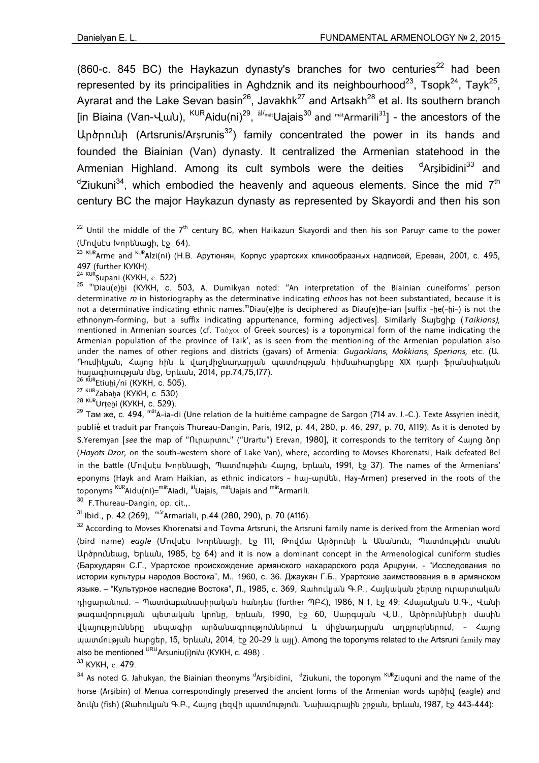(860-c. 845 BC) the Haykazun dynasty's branches for two centuries[22] had been represented by its principalities in Aghdznik and its neighbourhood[23], Tsopk[24], Tayk[25], Ayrarat and the Lake Sevan basin[26], Javakhk[27] and Artsakh[28] et al. Its southern branch [in Biaina (Van-Վան), KURAidu(ni)[29], ál/mâtUaįais[30] and mâtArmarili[31]] - the ancestors of the Արծրունի (Artsrunis/Arṣrunis[32]) family concentrated the power in its hands and founded the Biainian (Van) dynasty. It centralized the Armenian statehood in the Armenian Highland. Among its cult symbols were the deities dArṣibidini[33] and dZiukuni[34], which embodied the heavenly and aqueous elements. Since the mid 7th century BC the major Haykazun dynasty as represented by Skayordi and then his son

---

[22] Until the middle of the 7th century BC, when Haikazun Skayordi and then his son Paruyr came to the power (Մովսէս Խորենացի, էջ 64).

[23] KURArme and KURAlzi(ni) (Н.В. Арутюнян, Корпус урартских клинообразных надписей, Ереван, 2001, с. 495, 497 (further КУКН).

[24] KURȘupani (КУКН, с. 522)

[25] mDiau(e)ḫi (КУКН, с. 503, A. Dumikyan noted: "An interpretation of the Biainian cuneiforms' person determinative *m* in historiography as the determinative indicating *ethnos* has not been substantiated, because it is not a determinative indicating ethnic names. mDiau(e)ḫe is deciphered as Diau(e)ḫe-ian [suffix -ḫe(-ḫi-) is not the ethnonym-forming, but a suffix indicating appurtenance, forming adjectives]. Similarly Տայեցիք (*Taikians),* mentioned in Armenian sources (cf. Ταόχοι of Greek sources) is a toponymical form of the name indicating the Armenian population of the province of Taik', as is seen from the mentioning of the Armenian population also under the names of other regions and districts (gavars) of Armenia: *Gugarkians, Mokkians, Sperians,* etc. (Ա. Դումիկյան, Հայոց հին և վաղմիջնադարյան պատմության հիմնահարցերը XIX դարի ֆրանսիական հայագիտության մեջ, Երևան, 2014, pp.74,75,177).

[26] KUREtiuḫi/ni (КУКН, с. 505).

[27] KURZabaḫa (КУКН, с. 530).

[28] KURUrṭeḫi (КУКН, с. 529).

[29] Там же, с. 494, mâtA-ia-di (Une relation de la huitième campagne de Sargon (714 av. J.-C.). Texte Assyrien inédit, publié et traduit par François Thureau-Dangin, Paris, 1912, p. 44, 280, p. 46, 297, p. 70, A119). As it is denoted by S.Yeremyan [*see* the map of "Ուրարտու" ("Urartu") Erevan, 1980], it corresponds to the territory of Հայոց ձոր (*Hayots Dzor,* on the south-western shore of Lake Van), where, according to Movses Khorenatsi, Haik defeated Bel in the battle (Մովսէս Խորենացի, Պատմութիւն Հայոց, Երևան, 1991, էջ 37). The names of the Armenians' eponyms (Hayk and Aram Haikian, as ethnic indicators - հայ-արմեն, Hay-Armen) preserved in the roots of the toponyms KURAidu(ni)=mâtAiadi, álUaįais, mâtUaįais and mâtArmarili.

[30] F.Thureau-Dangin, op. cit.,.

[31] Ibid., p. 42 (269), mâtArmariali, p.44 (280, 290), p. 70 (A116).

[32] According to Movses Khorenatsi and Tovma Artsruni, the Artsruni family name is derived from the Armenian word (bird name) *eagle* (Մովսէս Խորենացի, էջ 111, Թովմա Արծրունի և Անանուն, Պատմութիւն տանն Արծրունեաց, Երևան, 1985, էջ 64) and it is now a dominant concept in the Armenological cuniform studies (Бархударян С.Г., Урартское происхождение армянского нахарарского рода Арцруни, - "Исследования по истории культуры народов Востока", М., 1960, с. 36. Джаукян Г.Б., Урартские заимствования в в армянском языке. – "Культурное наследие Востока", Л., 1985, с. 369, Ջահուկյան Գ.Բ., Հայկական շերտը ուրարտական դիցարանում. – Պատմաբանասիրական հանդես (further ՊԲՀ), 1986, N 1, էջ 49: Հմայակյան Ս.Գ., Վանի թագավորության պետական կրոնը, Երևան, 1990, էջ 60, Սարգսյան Վ.Ս., Արծրունիների մասին վկայությունները սեպագիր արձանագրություններում և միջնադարյան աղբյուրներում, - Հայոց պատմության հարցեր, 15, Երևան, 2014, էջ 20-29 և այլ). Among the toponyms related to the Artsruni family may also be mentioned URUArṣuniu(i)ni/u (КУКН, с. 498) .

[33] КУКН, с. 479.

[34] As noted G. Jahukyan, the Biainian theonyms dArṣibidini, dZiukuni, the toponym KURZiuquni and the name of the horse (Arṣibin) of Menua correspondingly preserved the ancient forms of the Armenian words արծիվ (eagle) and ձուկն (fish) (Ջահուկյան Գ.Բ., Հայոց լեզվի պատմություն. Նախագրային շրջան, Երևան, 1987, էջ 443-444):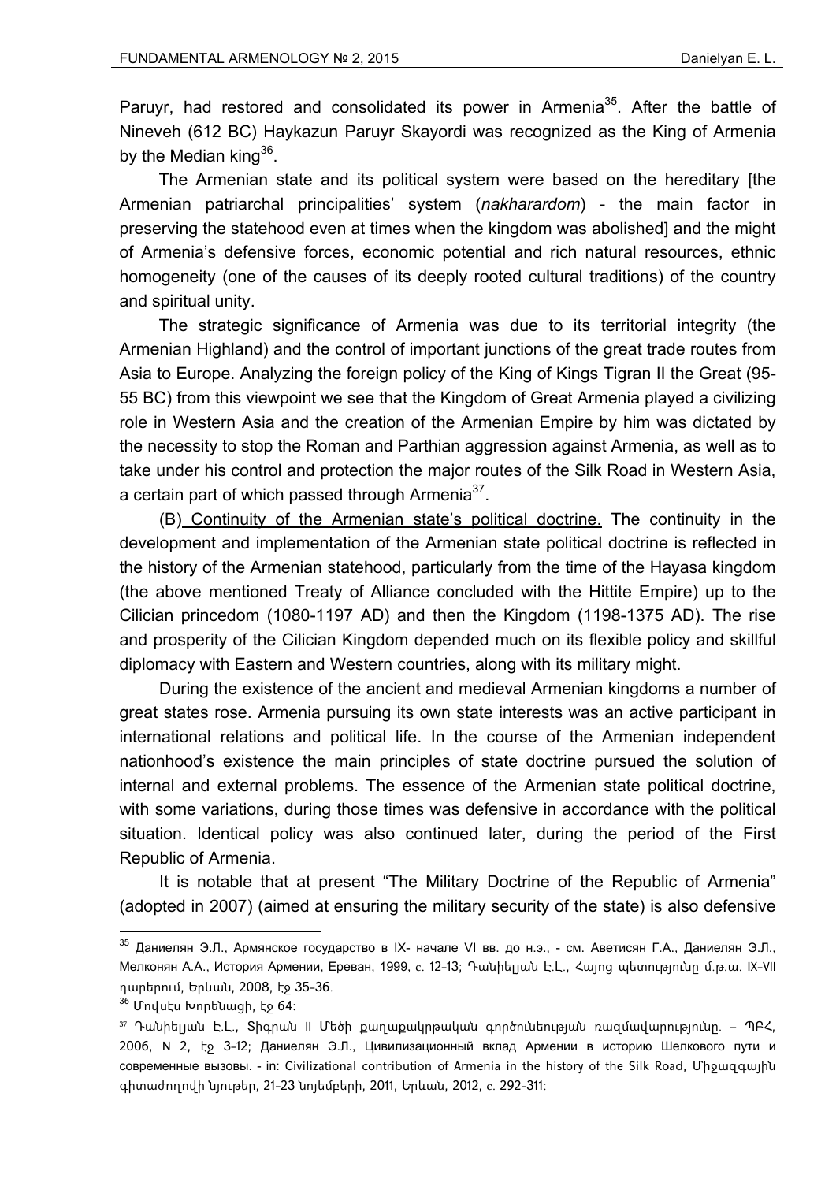Paruyr, had restored and consolidated its power in Armenia[35]. After the battle of Nineveh (612 BC) Haykazun Paruyr Skayordi was recognized as the King of Armenia by the Median king[36].

The Armenian state and its political system were based on the hereditary [the Armenian patriarchal principalities' system (*nakharardom*) - the main factor in preserving the statehood even at times when the kingdom was abolished] and the might of Armenia's defensive forces, economic potential and rich natural resources, ethnic homogeneity (one of the causes of its deeply rooted cultural traditions) of the country and spiritual unity.

The strategic significance of Armenia was due to its territorial integrity (the Armenian Highland) and the control of important junctions of the great trade routes from Asia to Europe. Analyzing the foreign policy of the King of Kings Tigran II the Great (95-55 BC) from this viewpoint we see that the Kingdom of Great Armenia played a civilizing role in Western Asia and the creation of the Armenian Empire by him was dictated by the necessity to stop the Roman and Parthian aggression against Armenia, as well as to take under his control and protection the major routes of the Silk Road in Western Asia, a certain part of which passed through Armenia[37].

(B) Continuity of the Armenian state's political doctrine. The continuity in the development and implementation of the Armenian state political doctrine is reflected in the history of the Armenian statehood, particularly from the time of the Hayasa kingdom (the above mentioned Treaty of Alliance concluded with the Hittite Empire) up to the Cilician princedom (1080-1197 AD) and then the Kingdom (1198-1375 AD). The rise and prosperity of the Cilician Kingdom depended much on its flexible policy and skillful diplomacy with Eastern and Western countries, along with its military might.

During the existence of the ancient and medieval Armenian kingdoms a number of great states rose. Armenia pursuing its own state interests was an active participant in international relations and political life. In the course of the Armenian independent nationhood's existence the main principles of state doctrine pursued the solution of internal and external problems. The essence of the Armenian state political doctrine, with some variations, during those times was defensive in accordance with the political situation. Identical policy was also continued later, during the period of the First Republic of Armenia.

It is notable that at present "The Military Doctrine of the Republic of Armenia" (adopted in 2007) (aimed at ensuring the military security of the state) is also defensive

---

[35] Даниелян Э.Л., Армянское государство в IX- начале VI вв. до н.э., - см. Аветисян Г.А., Даниелян Э.Л., Мелконян А.А., История Армении, Ереван, 1999, с. 12-13; Դանիելյան Է.Լ., Հայոց պետությունը մ.թ.ա. IX-VII դարերում, Երևան, 2008, էջ 35-36.

[36] Մովսէս Խորենացի, էջ 64։

[37] Դանիելյան Է.Լ., Տիգրան II Մեծի քաղաքակրթական գործունեության ռազմավարությունը. – ՊԲՀ, 2006, N 2, էջ 3-12; Даниелян Э.Л., Цивилизационный вклад Армении в историю Шелкового пути и современные вызовы. - in: Civilizational contribution of Armenia in the history of the Silk Road, Միջազգային գիտաժողովի նյութեր, 21-23 նոյեմբերի, 2011, Երևան, 2012, с. 292-311: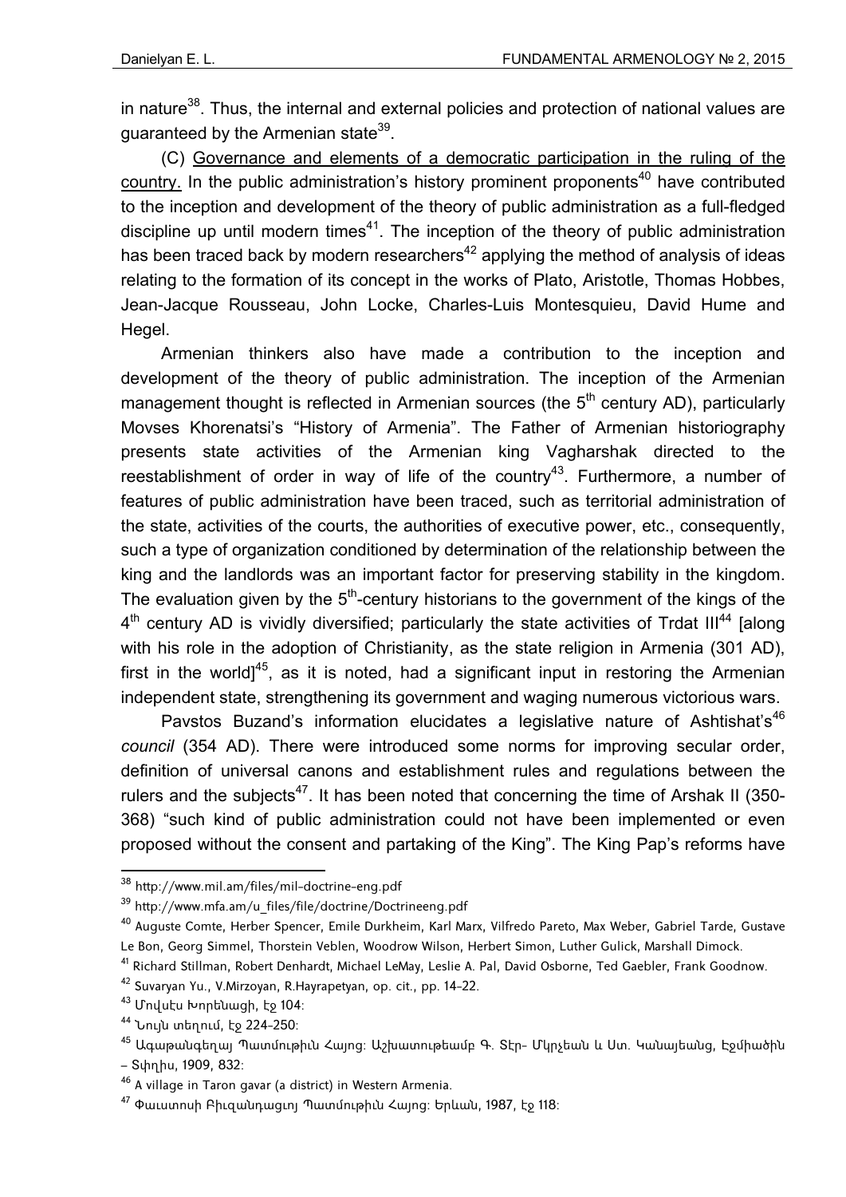in nature[38]. Thus, the internal and external policies and protection of national values are guaranteed by the Armenian state[39].

(C) Governance and elements of a democratic participation in the ruling of the country. In the public administration's history prominent proponents[40] have contributed to the inception and development of the theory of public administration as a full-fledged discipline up until modern times[41]. The inception of the theory of public administration has been traced back by modern researchers[42] applying the method of analysis of ideas relating to the formation of its concept in the works of Plato, Aristotle, Thomas Hobbes, Jean-Jacque Rousseau, John Locke, Charles-Luis Montesquieu, David Hume and Hegel.

Armenian thinkers also have made a contribution to the inception and development of the theory of public administration. The inception of the Armenian management thought is reflected in Armenian sources (the 5th century AD), particularly Movses Khorenatsi's "History of Armenia". The Father of Armenian historiography presents state activities of the Armenian king Vagharshak directed to the reestablishment of order in way of life of the country[43]. Furthermore, a number of features of public administration have been traced, such as territorial administration of the state, activities of the courts, the authorities of executive power, etc., consequently, such a type of organization conditioned by determination of the relationship between the king and the landlords was an important factor for preserving stability in the kingdom. The evaluation given by the 5th-century historians to the government of the kings of the 4th century AD is vividly diversified; particularly the state activities of Trdat III[44] [along with his role in the adoption of Christianity, as the state religion in Armenia (301 AD), first in the world][45], as it is noted, had a significant input in restoring the Armenian independent state, strengthening its government and waging numerous victorious wars.

Pavstos Buzand's information elucidates a legislative nature of Ashtishat's[46] *council* (354 AD). There were introduced some norms for improving secular order, definition of universal canons and establishment rules and regulations between the rulers and the subjects[47]. It has been noted that concerning the time of Arshak II (350-368) "such kind of public administration could not have been implemented or even proposed without the consent and partaking of the King". The King Pap's reforms have

---

[38] http://www.mil.am/files/mil-doctrine-eng.pdf

[39] http://www.mfa.am/u_files/file/doctrine/Doctrineeng.pdf

[40] Auguste Comte, Herber Spencer, Emile Durkheim, Karl Marx, Vilfredo Pareto, Max Weber, Gabriel Tarde, Gustave Le Bon, Georg Simmel, Thorstein Veblen, Woodrow Wilson, Herbert Simon, Luther Gulick, Marshall Dimock.

[41] Richard Stillman, Robert Denhardt, Michael LeMay, Leslie A. Pal, David Osborne, Ted Gaebler, Frank Goodnow.

[42] Suvaryan Yu., V.Mirzoyan, R.Hayrapetyan, op. cit., pp. 14-22.

[43] Մովսէս Խորենացի, էջ 104:

[44] Նույն տեղում, էջ 224-250:

[45] Ագաթանգեղայ Պատմութիւն Հայոց: Աշխատութեամբ Գ. Տէր- Մկրչեան և Ստ. Կանայեանց, Էջմիածին – Տփղիս, 1909, 832:

[46] A village in Taron gavar (a district) in Western Armenia.

[47] Փաւստոսի Բիւզանդացւոյ Պատմութիւն Հայոց: Երևան, 1987, էջ 118: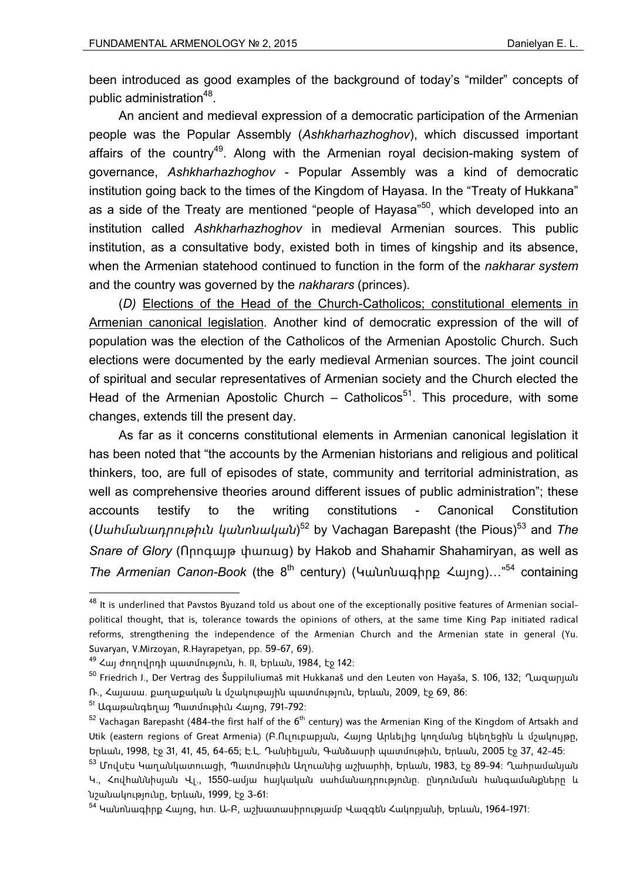been introduced as good examples of the background of today's "milder" concepts of public administration[48].

An ancient and medieval expression of a democratic participation of the Armenian people was the Popular Assembly (*Ashkharhazhoghov*), which discussed important affairs of the country[49]. Along with the Armenian royal decision-making system of governance, *Ashkharhazhoghov* - Popular Assembly was a kind of democratic institution going back to the times of the Kingdom of Hayasa. In the "Treaty of Hukkana" as a side of the Treaty are mentioned "people of Hayasa"[50], which developed into an institution called *Ashkharhazhoghov* in medieval Armenian sources. This public institution, as a consultative body, existed both in times of kingship and its absence, when the Armenian statehood continued to function in the form of the *nakharar system* and the country was governed by the *nakharars* (princes).

(*D)* Elections of the Head of the Church-Catholicos; constitutional elements in Armenian canonical legislation. Another kind of democratic expression of the will of population was the election of the Catholicos of the Armenian Apostolic Church. Such elections were documented by the early medieval Armenian sources. The joint council of spiritual and secular representatives of Armenian society and the Church elected the Head of the Armenian Apostolic Church – Catholicos[51]. This procedure, with some changes, extends till the present day.

As far as it concerns constitutional elements in Armenian canonical legislation it has been noted that "the accounts by the Armenian historians and religious and political thinkers, too, are full of episodes of state, community and territorial administration, as well as comprehensive theories around different issues of public administration"; these accounts testify to the writing constitutions - Canonical Constitution (*Սահմանադրութիւն կանոնական*)[52] by Vachagan Barepasht (the Pious)[53] and *The Snare of Glory* (Որոգայթ փառաց) by Hakob and Shahamir Shahamiryan, as well as *The Armenian Canon-Book* (the 8th century) (Կանոնագիրք Հայոց)…"[54] containing

---

[48] It is underlined that Pavstos Byuzand told us about one of the exceptionally positive features of Armenian social-political thought, that is, tolerance towards the opinions of others, at the same time King Pap initiated radical reforms, strengthening the independence of the Armenian Church and the Armenian state in general (Yu. Suvaryan, V.Mirzoyan, R.Hayrapetyan, pp. 59-67, 69).

[49] Հայ ժողովրդի պատմություն, հ. II, Երևան, 1984, էջ 142:

[50] Friedrich J., Der Vertrag des Šuppiluliumaš mit Hukkanaš und den Leuten von Hayaša, S. 106, 132; Ղազարյան Ռ., Հայասա. քաղաքական և մշակութային պատմություն, Երևան, 2009, էջ 69, 86:

[51] Ագաթանգեղայ Պատմութիւն Հայոց, 791-792:

[52] Vachagan Barepasht (484-the first half of the 6th century) was the Armenian King of the Kingdom of Artsakh and Utik (eastern regions of Great Armenia) (Բ.Ուլուբաբյան, Հայոց Արևելից կողմանց եկեղեցին և մշակույթը, Երևան, 1998, էջ 31, 41, 45, 64-65; Է.Լ. Դանիելյան, Գանձասարի պատմություն, Երևան, 2005 էջ 37, 42-45:

[53] Մովսէս Կաղանկատուացի, Պատմութիւն Աղուանից աշխարհի, Երևան, 1983, էջ 89-94: Ղահրամանյան Կ., Հովհաննիսյան Վլ., 1550-ամյա հայկական սահմանադրությունը. ընդունման հանգամանքները և նշանակությունը, Երևան, 1999, էջ 3-61:

[54] Կանոնագիրք Հայոց, հտ. Ա-Բ, աշխատասիրությամբ Վազգեն Հակոբյանի, Երևան, 1964-1971: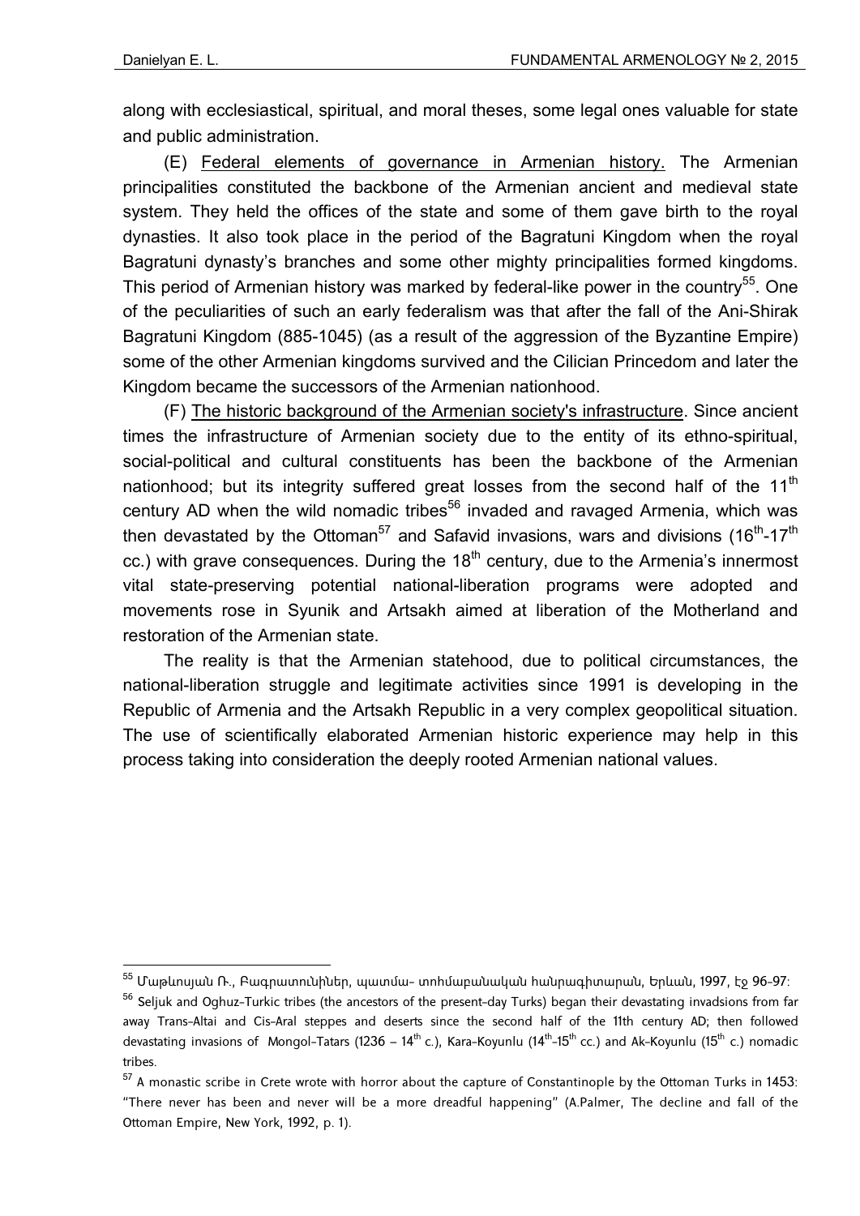along with ecclesiastical, spiritual, and moral theses, some legal ones valuable for state and public administration.

(E) <u>Federal elements of governance in Armenian history.</u> The Armenian principalities constituted the backbone of the Armenian ancient and medieval state system. They held the offices of the state and some of them gave birth to the royal dynasties. It also took place in the period of the Bagratuni Kingdom when the royal Bagratuni dynasty's branches and some other mighty principalities formed kingdoms. This period of Armenian history was marked by federal-like power in the country[55]. One of the peculiarities of such an early federalism was that after the fall of the Ani-Shirak Bagratuni Kingdom (885-1045) (as a result of the aggression of the Byzantine Empire) some of the other Armenian kingdoms survived and the Cilician Princedom and later the Kingdom became the successors of the Armenian nationhood.

(F) <u>The historic background of the Armenian society's infrastructure</u>. Since ancient times the infrastructure of Armenian society due to the entity of its ethno-spiritual, social-political and cultural constituents has been the backbone of the Armenian nationhood; but its integrity suffered great losses from the second half of the 11$^{th}$ century AD when the wild nomadic tribes[56] invaded and ravaged Armenia, which was then devastated by the Ottoman[57] and Safavid invasions, wars and divisions (16$^{th}$-17$^{th}$ cc.) with grave consequences. During the 18$^{th}$ century, due to the Armenia's innermost vital state-preserving potential national-liberation programs were adopted and movements rose in Syunik and Artsakh aimed at liberation of the Motherland and restoration of the Armenian state.

The reality is that the Armenian statehood, due to political circumstances, the national-liberation struggle and legitimate activities since 1991 is developing in the Republic of Armenia and the Artsakh Republic in a very complex geopolitical situation. The use of scientifically elaborated Armenian historic experience may help in this process taking into consideration the deeply rooted Armenian national values.

---

[55] Մաթևոսյան Ռ., Բագրատունիներ, պատմա- տոհմաբանական հանրագիտարան, Երևան, 1997, էջ 96-97:

[56] Seljuk and Oghuz-Turkic tribes (the ancestors of the present-day Turks) began their devastating invadsions from far away Trans-Altai and Cis-Aral steppes and deserts since the second half of the 11th century AD; then followed devastating invasions of Mongol-Tatars (1236 – 14$^{th}$ c.), Kara-Koyunlu (14$^{th}$-15$^{th}$ cc.) and Ak-Koyunlu (15$^{th}$ c.) nomadic tribes.

[57] A monastic scribe in Crete wrote with horror about the capture of Constantinople by the Ottoman Turks in 1453: "There never has been and never will be a more dreadful happening" (A.Palmer, The decline and fall of the Ottoman Empire, New York, 1992, p. 1).